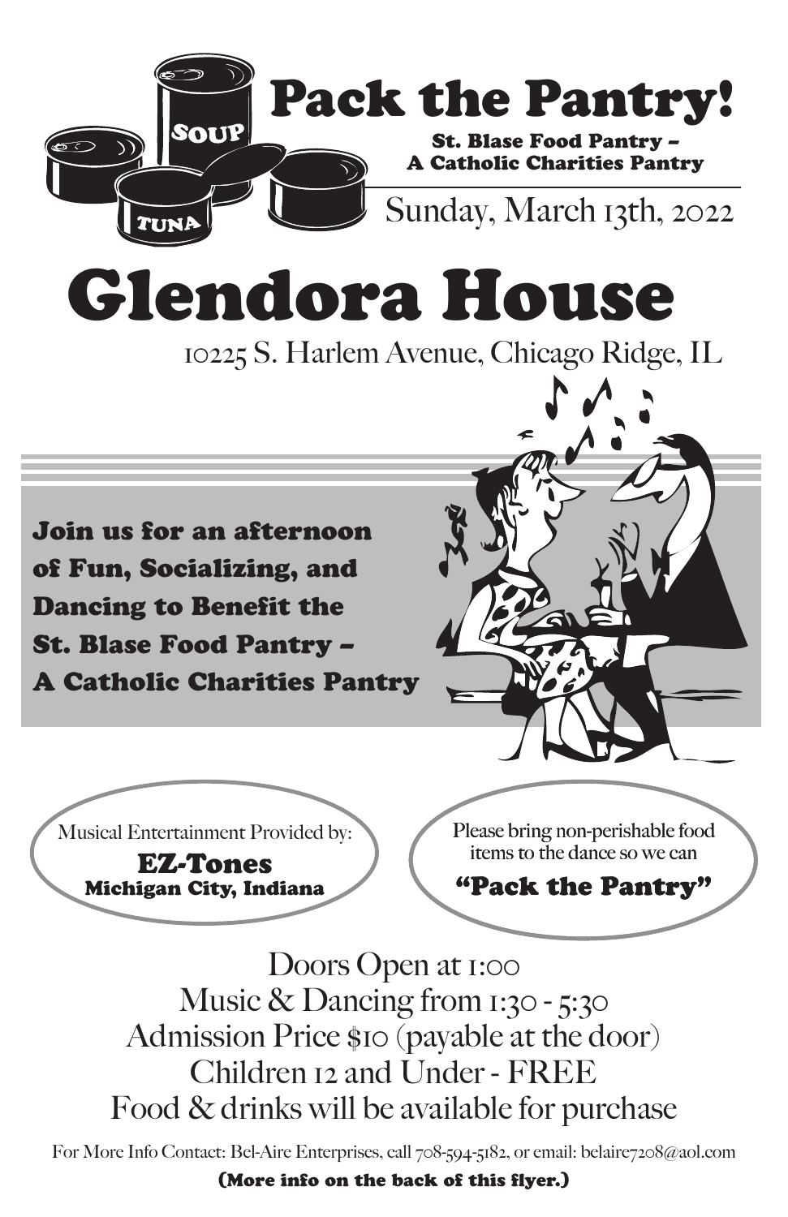# Pack the Pantry!

**St. Blase Food Pantry – A Catholic Charities Pantry**

Sunday, March 13th, 2022

# Glendora House

10225 S. Harlem Avenue, Chicago Ridge, IL

**Join us for an afternoon of Fun, Socializing, and Dancing to Benefit the St. Blase Food Pantry – A Catholic Charities Pantry**

Musical Entertainment Provided by:
**EZ-Tones**
**Michigan City, Indiana**

Please bring non-perishable food items to the dance so we can
**"Pack the Pantry"**

Doors Open at 1:00
Music & Dancing from 1:30 - 5:30
Admission Price $10 (payable at the door)
Children 12 and Under - FREE
Food & drinks will be available for purchase

For More Info Contact: Bel-Aire Enterprises, call 708-594-5182, or email: belaire7208@aol.com

**(More info on the back of this flyer.)**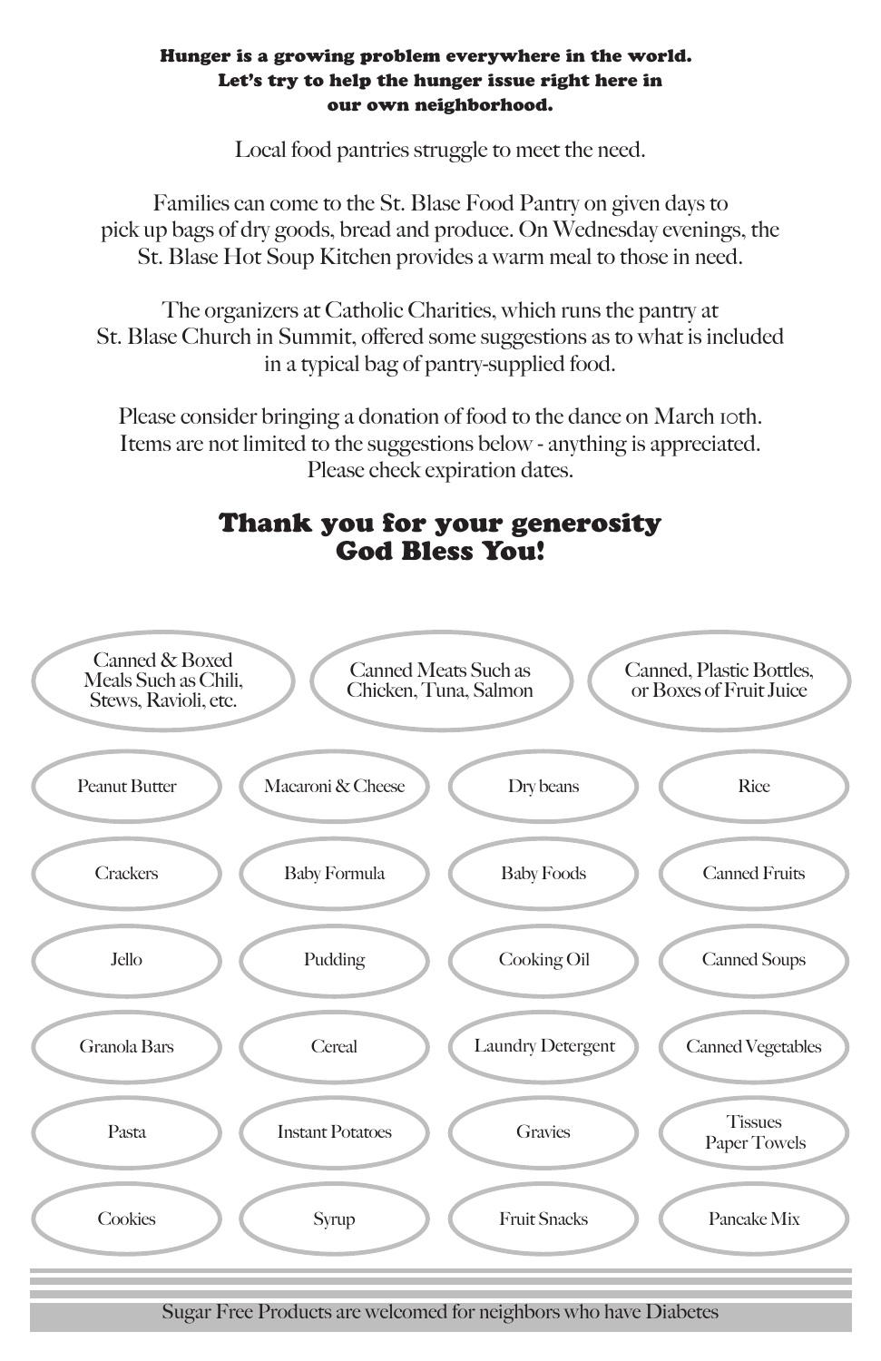**Hunger is a growing problem everywhere in the world. Let's try to help the hunger issue right here in our own neighborhood.**

Local food pantries struggle to meet the need.

Families can come to the St. Blase Food Pantry on given days to pick up bags of dry goods, bread and produce. On Wednesday evenings, the St. Blase Hot Soup Kitchen provides a warm meal to those in need.

The organizers at Catholic Charities, which runs the pantry at St. Blase Church in Summit, offered some suggestions as to what is included in a typical bag of pantry-supplied food.

Please consider bringing a donation of food to the dance on March 10th. Items are not limited to the suggestions below - anything is appreciated. Please check expiration dates.

## Thank you for your generosity
## God Bless You!

- Canned & Boxed Meals Such as Chili, Stews, Ravioli, etc.
- Canned Meats Such as Chicken, Tuna, Salmon
- Canned, Plastic Bottles, or Boxes of Fruit Juice
- Peanut Butter
- Macaroni & Cheese
- Dry beans
- Rice
- Crackers
- Baby Formula
- Baby Foods
- Canned Fruits
- Jello
- Pudding
- Cooking Oil
- Canned Soups
- Granola Bars
- Cereal
- Laundry Detergent
- Canned Vegetables
- Pasta
- Instant Potatoes
- Gravies
- Tissues Paper Towels
- Cookies
- Syrup
- Fruit Snacks
- Pancake Mix

Sugar Free Products are welcomed for neighbors who have Diabetes